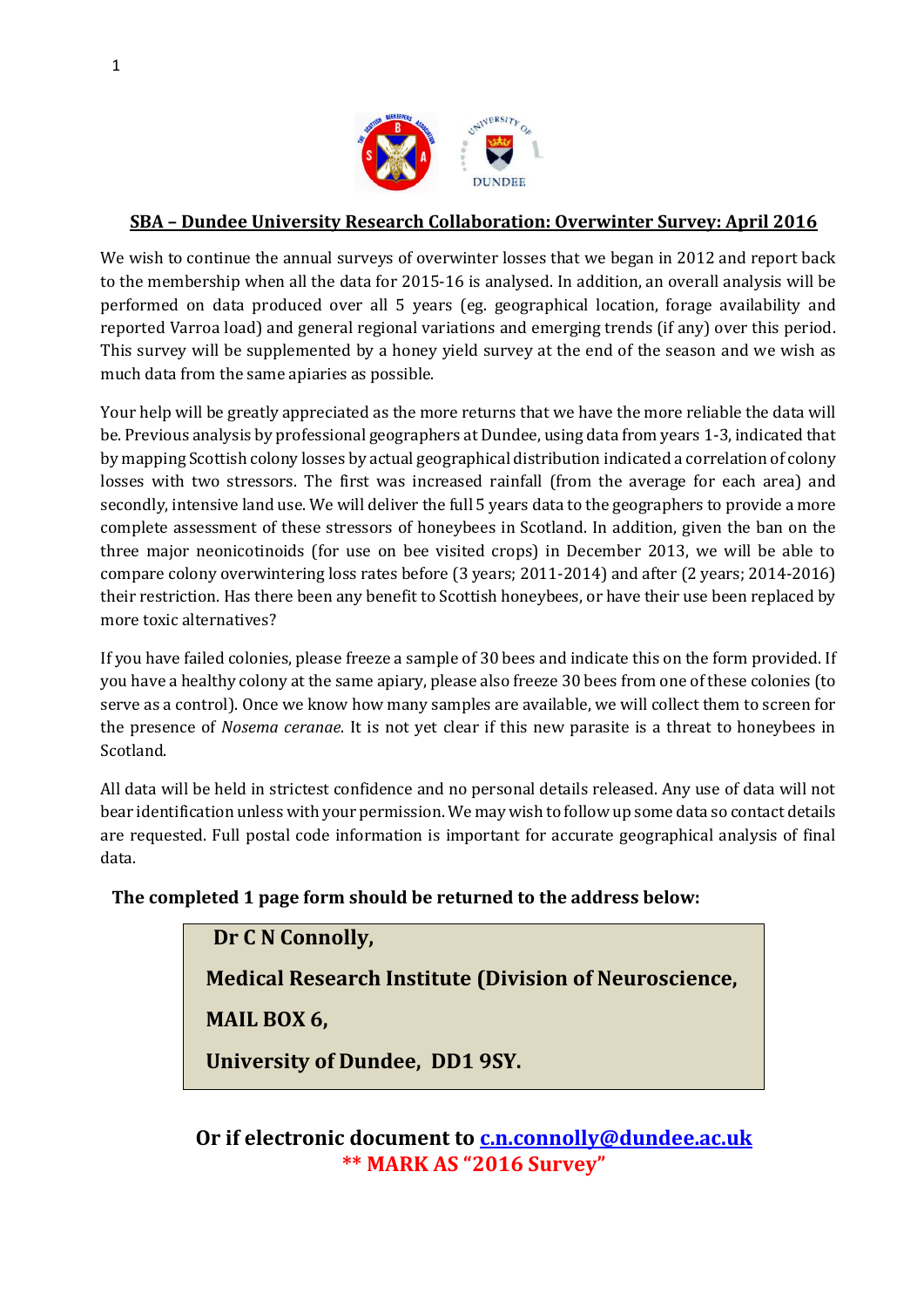## SBA – Dundee University Research Collaboration: Overwinter Survey: April 2016

We wish to continue the annual surveys of overwinter losses that we began in 2012 and report back to the membership when all the data for 2015-16 is analysed. In addition, an overall analysis will be performed on data produced over all 5 years (eg. geographical location, forage availability and reported Varroa load) and general regional variations and emerging trends (if any) over this period. This survey will be supplemented by a honey yield survey at the end of the season and we wish as much data from the same apiaries as possible.

Your help will be greatly appreciated as the more returns that we have the more reliable the data will be. Previous analysis by professional geographers at Dundee, using data from years 1-3, indicated that by mapping Scottish colony losses by actual geographical distribution indicated a correlation of colony losses with two stressors. The first was increased rainfall (from the average for each area) and secondly, intensive land use. We will deliver the full 5 years data to the geographers to provide a more complete assessment of these stressors of honeybees in Scotland. In addition, given the ban on the three major neonicotinoids (for use on bee visited crops) in December 2013, we will be able to compare colony overwintering loss rates before (3 years; 2011-2014) and after (2 years; 2014-2016) their restriction. Has there been any benefit to Scottish honeybees, or have their use been replaced by more toxic alternatives?

If you have failed colonies, please freeze a sample of 30 bees and indicate this on the form provided. If you have a healthy colony at the same apiary, please also freeze 30 bees from one of these colonies (to serve as a control). Once we know how many samples are available, we will collect them to screen for the presence of *Nosema ceranae*. It is not yet clear if this new parasite is a threat to honeybees in Scotland.

All data will be held in strictest confidence and no personal details released. Any use of data will not bear identification unless with your permission. We may wish to follow up some data so contact details are requested. Full postal code information is important for accurate geographical analysis of final data.

**The completed 1 page form should be returned to the address below:**

**Dr C N Connolly,**
**Medical Research Institute (Division of Neuroscience,**
**MAIL BOX 6,**
**University of Dundee, DD1 9SY.**

**Or if electronic document to c.n.connolly@dundee.ac.uk**
**\*\* MARK AS "2016 Survey"**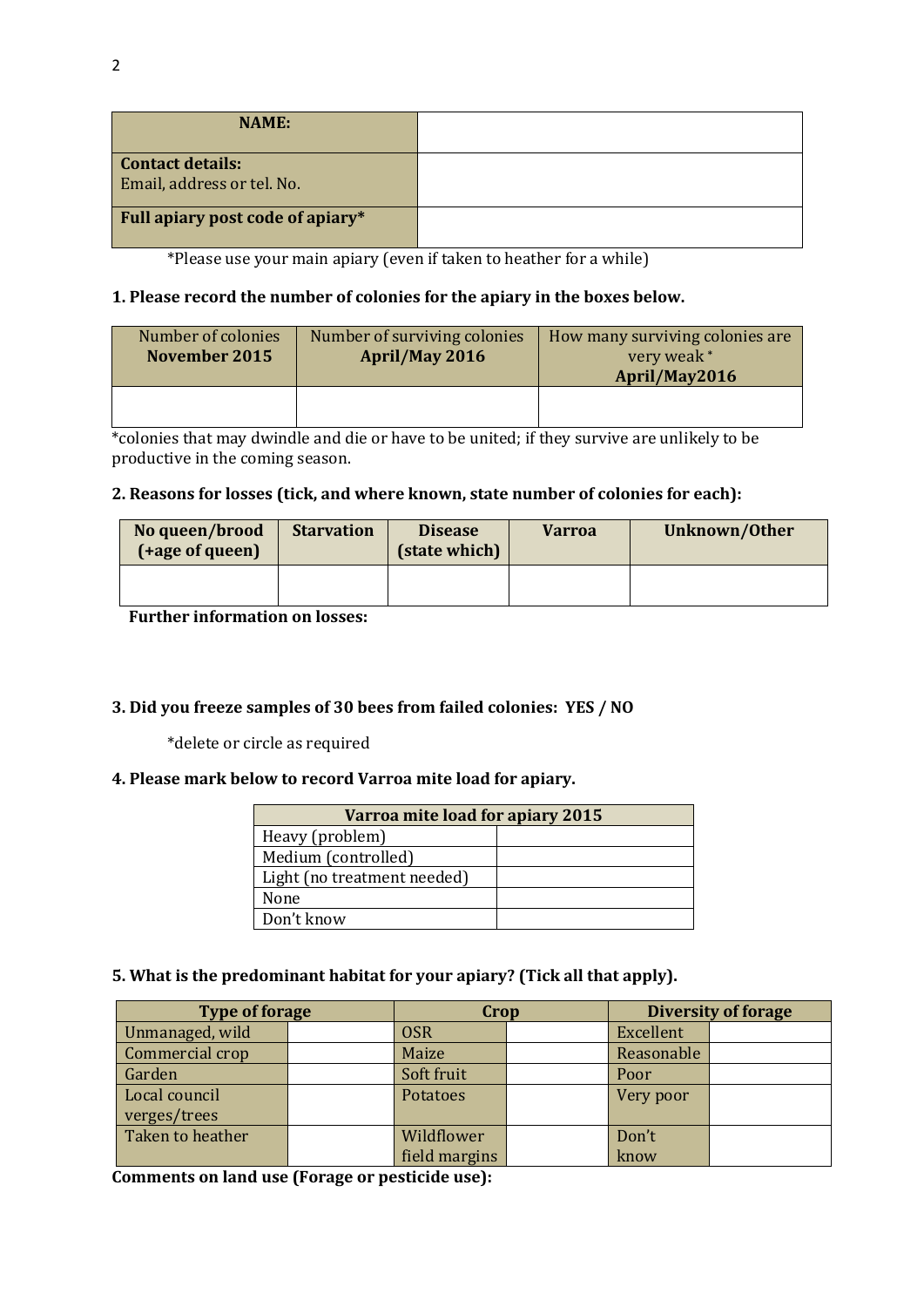| **NAME:** | |
|---|---|
| **Contact details:** Email, address or tel. No. | |
| **Full apiary post code of apiary*** | |

*Please use your main apiary (even if taken to heather for a while)

**1. Please record the number of colonies for the apiary in the boxes below.**

| Number of colonies **November 2015** | Number of surviving colonies **April/May 2016** | How many surviving colonies are very weak* **April/May2016** |
|---|---|---|
| | | |

*colonies that may dwindle and die or have to be united; if they survive are unlikely to be productive in the coming season.

**2. Reasons for losses (tick, and where known, state number of colonies for each):**

| **No queen/brood (+age of queen)** | **Starvation** | **Disease (state which)** | **Varroa** | **Unknown/Other** |
|---|---|---|---|---|
| | | | | |

**Further information on losses:**

**3. Did you freeze samples of 30 bees from failed colonies: YES / NO**

*delete or circle as required

**4. Please mark below to record Varroa mite load for apiary.**

| **Varroa mite load for apiary 2015** | |
|---|---|
| Heavy (problem) | |
| Medium (controlled) | |
| Light (no treatment needed) | |
| None | |
| Don't know | |

**5. What is the predominant habitat for your apiary? (Tick all that apply).**

| **Type of forage** | | **Crop** | | **Diversity of forage** | |
|---|---|---|---|---|---|
| Unmanaged, wild | | OSR | | Excellent | |
| Commercial crop | | Maize | | Reasonable | |
| Garden | | Soft fruit | | Poor | |
| Local council verges/trees | | Potatoes | | Very poor | |
| Taken to heather | | Wildflower field margins | | Don't know | |

**Comments on land use (Forage or pesticide use):**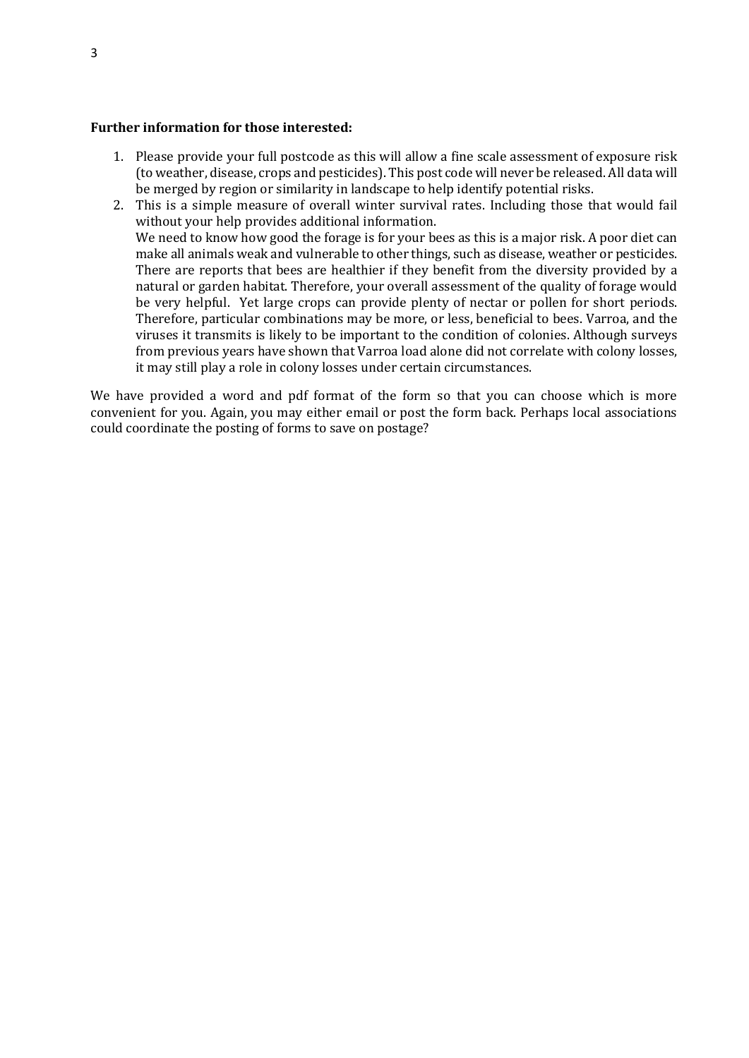**Further information for those interested:**

1. Please provide your full postcode as this will allow a fine scale assessment of exposure risk (to weather, disease, crops and pesticides). This post code will never be released. All data will be merged by region or similarity in landscape to help identify potential risks.
2. This is a simple measure of overall winter survival rates. Including those that would fail without your help provides additional information.
   We need to know how good the forage is for your bees as this is a major risk. A poor diet can make all animals weak and vulnerable to other things, such as disease, weather or pesticides. There are reports that bees are healthier if they benefit from the diversity provided by a natural or garden habitat. Therefore, your overall assessment of the quality of forage would be very helpful. Yet large crops can provide plenty of nectar or pollen for short periods. Therefore, particular combinations may be more, or less, beneficial to bees. Varroa, and the viruses it transmits is likely to be important to the condition of colonies. Although surveys from previous years have shown that Varroa load alone did not correlate with colony losses, it may still play a role in colony losses under certain circumstances.

We have provided a word and pdf format of the form so that you can choose which is more convenient for you. Again, you may either email or post the form back. Perhaps local associations could coordinate the posting of forms to save on postage?